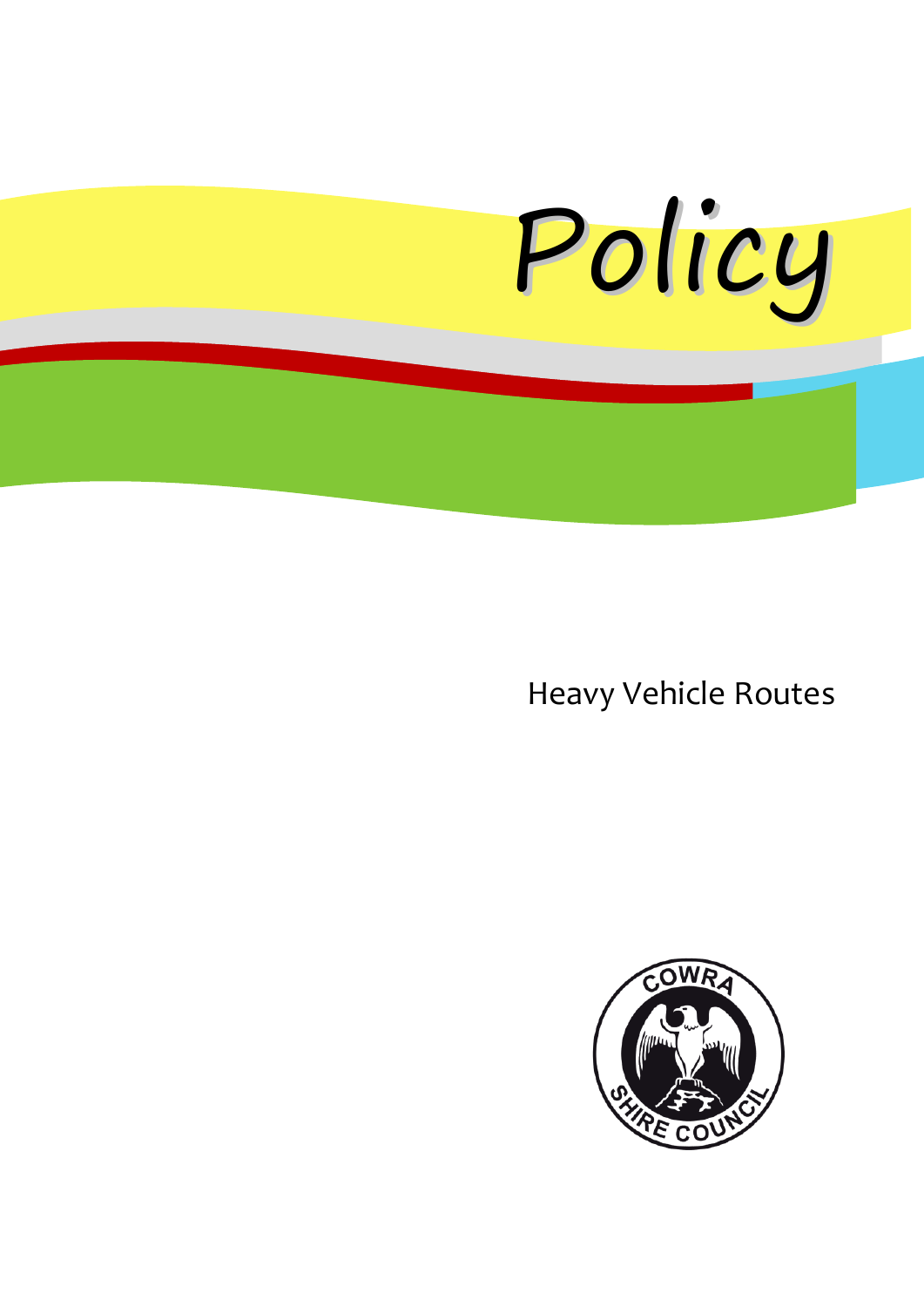# Policy

## Heavy Vehicle Routes

COWRA SHIRE COUNCIL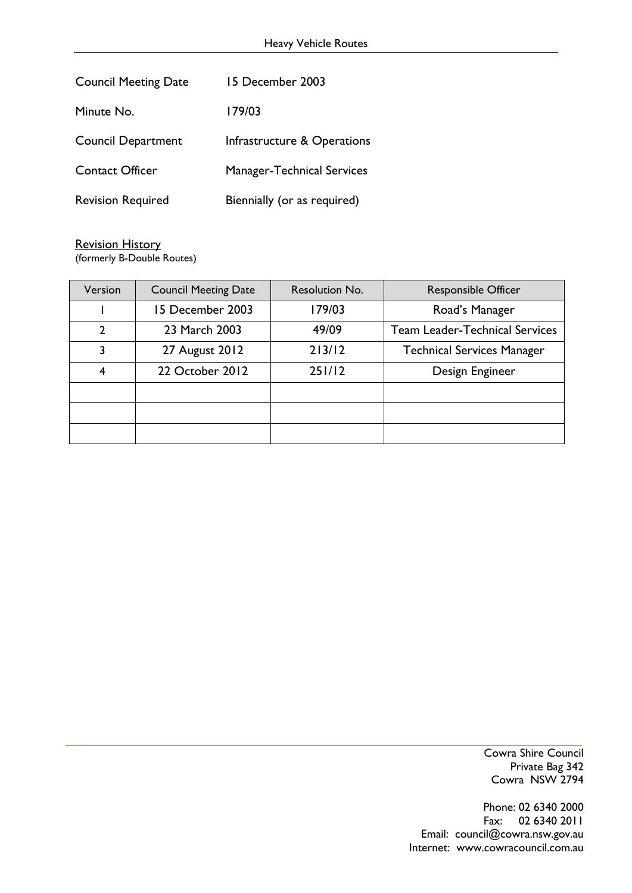| | |
|---|---|
| Council Meeting Date | 15 December 2003 |
| Minute No. | 179/03 |
| Council Department | Infrastructure & Operations |
| Contact Officer | Manager-Technical Services |
| Revision Required | Biennially (or as required) |

<u>Revision History</u>
(formerly B-Double Routes)

| Version | Council Meeting Date | Resolution No. | Responsible Officer |
|---|---|---|---|
| 1 | 15 December 2003 | 179/03 | Road's Manager |
| 2 | 23 March 2003 | 49/09 | Team Leader-Technical Services |
| 3 | 27 August 2012 | 213/12 | Technical Services Manager |
| 4 | 22 October 2012 | 251/12 | Design Engineer |
| | | | |
| | | | |
| | | | |

Cowra Shire Council
Private Bag 342
Cowra NSW 2794

Phone: 02 6340 2000
Fax: 02 6340 2011
Email: council@cowra.nsw.gov.au
Internet: www.cowracouncil.com.au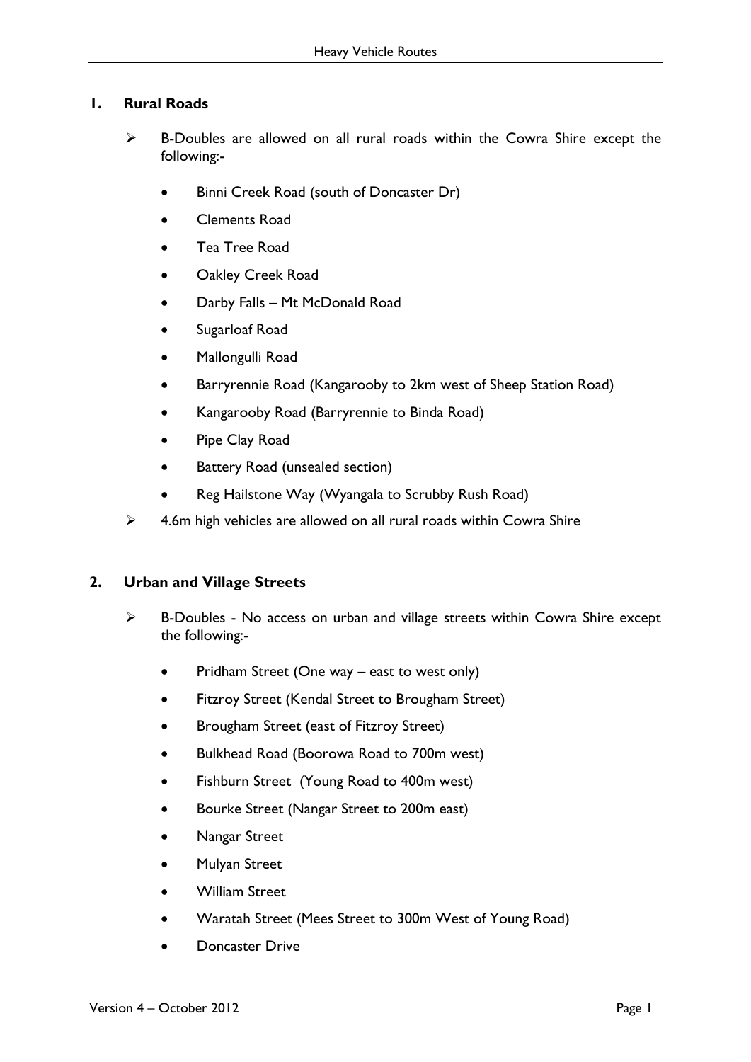## 1. Rural Roads

- B-Doubles are allowed on all rural roads within the Cowra Shire except the following:-
  - Binni Creek Road (south of Doncaster Dr)
  - Clements Road
  - Tea Tree Road
  - Oakley Creek Road
  - Darby Falls – Mt McDonald Road
  - Sugarloaf Road
  - Mallongulli Road
  - Barryrennie Road (Kangarooby to 2km west of Sheep Station Road)
  - Kangarooby Road (Barryrennie to Binda Road)
  - Pipe Clay Road
  - Battery Road (unsealed section)
  - Reg Hailstone Way (Wyangala to Scrubby Rush Road)
- 4.6m high vehicles are allowed on all rural roads within Cowra Shire

## 2. Urban and Village Streets

- B-Doubles - No access on urban and village streets within Cowra Shire except the following:-
  - Pridham Street (One way – east to west only)
  - Fitzroy Street (Kendal Street to Brougham Street)
  - Brougham Street (east of Fitzroy Street)
  - Bulkhead Road (Boorowa Road to 700m west)
  - Fishburn Street (Young Road to 400m west)
  - Bourke Street (Nangar Street to 200m east)
  - Nangar Street
  - Mulyan Street
  - William Street
  - Waratah Street (Mees Street to 300m West of Young Road)
  - Doncaster Drive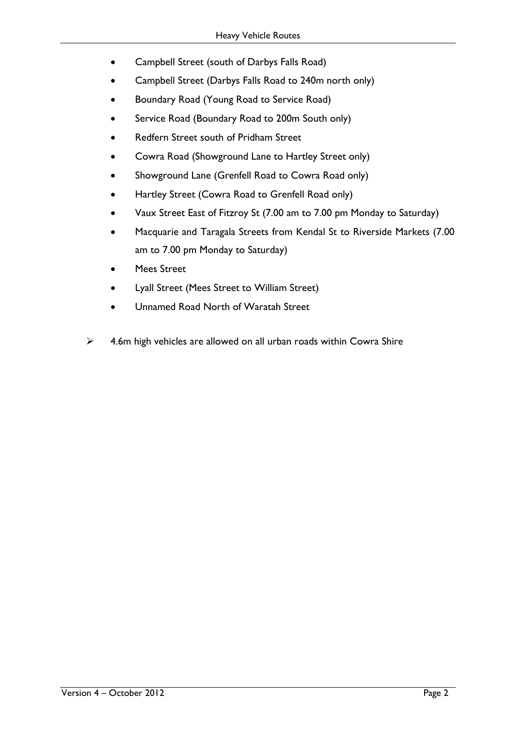- Campbell Street (south of Darbys Falls Road)
- Campbell Street (Darbys Falls Road to 240m north only)
- Boundary Road (Young Road to Service Road)
- Service Road (Boundary Road to 200m South only)
- Redfern Street south of Pridham Street
- Cowra Road (Showground Lane to Hartley Street only)
- Showground Lane (Grenfell Road to Cowra Road only)
- Hartley Street (Cowra Road to Grenfell Road only)
- Vaux Street East of Fitzroy St (7.00 am to 7.00 pm Monday to Saturday)
- Macquarie and Taragala Streets from Kendal St to Riverside Markets (7.00 am to 7.00 pm Monday to Saturday)
- Mees Street
- Lyall Street (Mees Street to William Street)
- Unnamed Road North of Waratah Street

➢ 4.6m high vehicles are allowed on all urban roads within Cowra Shire